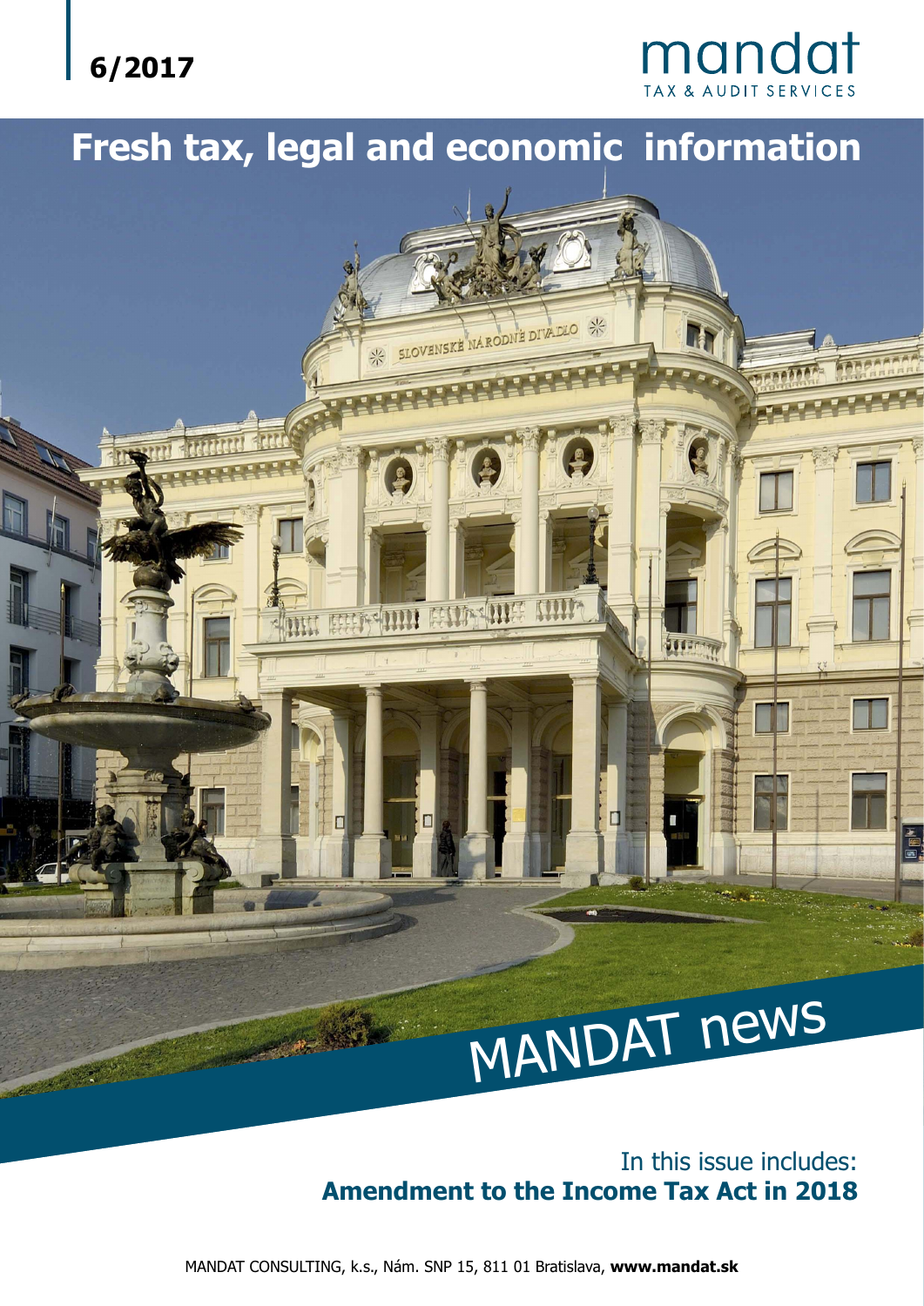6/2017

mandat
TAX & AUDIT SERVICES

# Fresh tax, legal and economic information

MANDAT news

In this issue includes:
**Amendment to the Income Tax Act in 2018**

MANDAT CONSULTING, k.s., Nám. SNP 15, 811 01 Bratislava, **www.mandat.sk**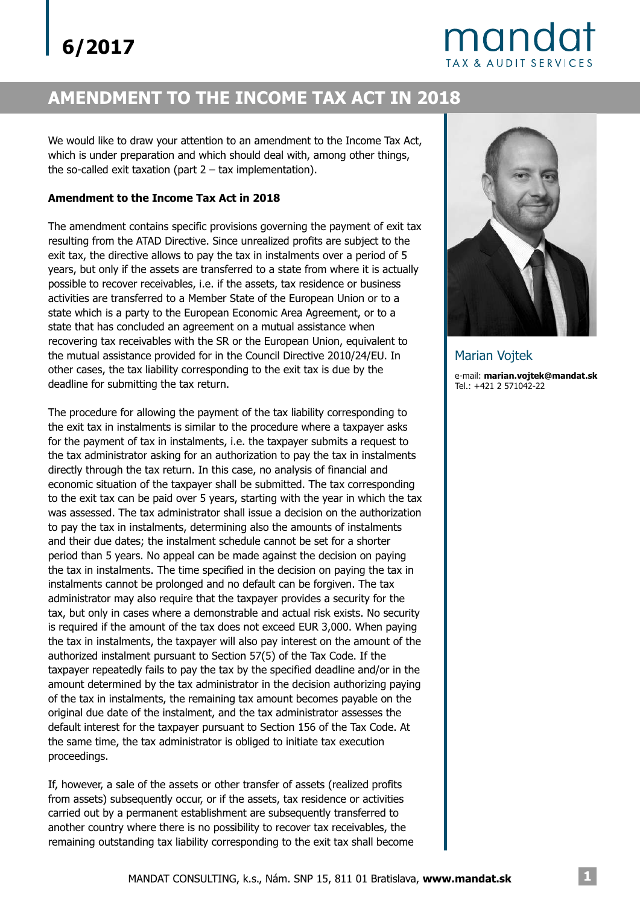6/2017

# AMENDMENT TO THE INCOME TAX ACT IN 2018

We would like to draw your attention to an amendment to the Income Tax Act, which is under preparation and which should deal with, among other things, the so-called exit taxation (part 2 – tax implementation).

**Amendment to the Income Tax Act in 2018**

The amendment contains specific provisions governing the payment of exit tax resulting from the ATAD Directive. Since unrealized profits are subject to the exit tax, the directive allows to pay the tax in instalments over a period of 5 years, but only if the assets are transferred to a state from where it is actually possible to recover receivables, i.e. if the assets, tax residence or business activities are transferred to a Member State of the European Union or to a state which is a party to the European Economic Area Agreement, or to a state that has concluded an agreement on a mutual assistance when recovering tax receivables with the SR or the European Union, equivalent to the mutual assistance provided for in the Council Directive 2010/24/EU. In other cases, the tax liability corresponding to the exit tax is due by the deadline for submitting the tax return.

The procedure for allowing the payment of the tax liability corresponding to the exit tax in instalments is similar to the procedure where a taxpayer asks for the payment of tax in instalments, i.e. the taxpayer submits a request to the tax administrator asking for an authorization to pay the tax in instalments directly through the tax return. In this case, no analysis of financial and economic situation of the taxpayer shall be submitted. The tax corresponding to the exit tax can be paid over 5 years, starting with the year in which the tax was assessed. The tax administrator shall issue a decision on the authorization to pay the tax in instalments, determining also the amounts of instalments and their due dates; the instalment schedule cannot be set for a shorter period than 5 years. No appeal can be made against the decision on paying the tax in instalments. The time specified in the decision on paying the tax in instalments cannot be prolonged and no default can be forgiven. The tax administrator may also require that the taxpayer provides a security for the tax, but only in cases where a demonstrable and actual risk exists. No security is required if the amount of the tax does not exceed EUR 3,000. When paying the tax in instalments, the taxpayer will also pay interest on the amount of the authorized instalment pursuant to Section 57(5) of the Tax Code. If the taxpayer repeatedly fails to pay the tax by the specified deadline and/or in the amount determined by the tax administrator in the decision authorizing paying of the tax in instalments, the remaining tax amount becomes payable on the original due date of the instalment, and the tax administrator assesses the default interest for the taxpayer pursuant to Section 156 of the Tax Code. At the same time, the tax administrator is obliged to initiate tax execution proceedings.

If, however, a sale of the assets or other transfer of assets (realized profits from assets) subsequently occur, or if the assets, tax residence or activities carried out by a permanent establishment are subsequently transferred to another country where there is no possibility to recover tax receivables, the remaining outstanding tax liability corresponding to the exit tax shall become

Marian Vojtek

e-mail: **marian.vojtek@mandat.sk**
Tel.: +421 2 571042-22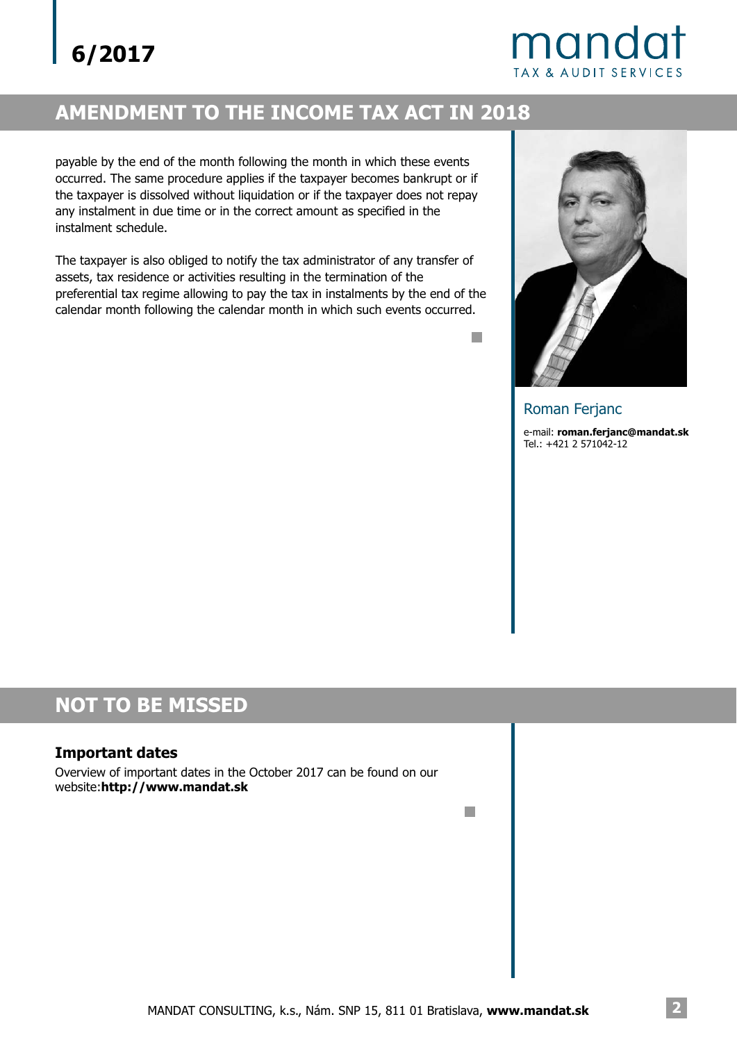## AMENDMENT TO THE INCOME TAX ACT IN 2018

payable by the end of the month following the month in which these events occurred. The same procedure applies if the taxpayer becomes bankrupt or if the taxpayer is dissolved without liquidation or if the taxpayer does not repay any instalment in due time or in the correct amount as specified in the instalment schedule.

The taxpayer is also obliged to notify the tax administrator of any transfer of assets, tax residence or activities resulting in the termination of the preferential tax regime allowing to pay the tax in instalments by the end of the calendar month following the calendar month in which such events occurred.

Roman Ferjanc

e-mail: **roman.ferjanc@mandat.sk**
Tel.: +421 2 571042-12

## NOT TO BE MISSED

### Important dates

Overview of important dates in the October 2017 can be found on our website:**http://www.mandat.sk**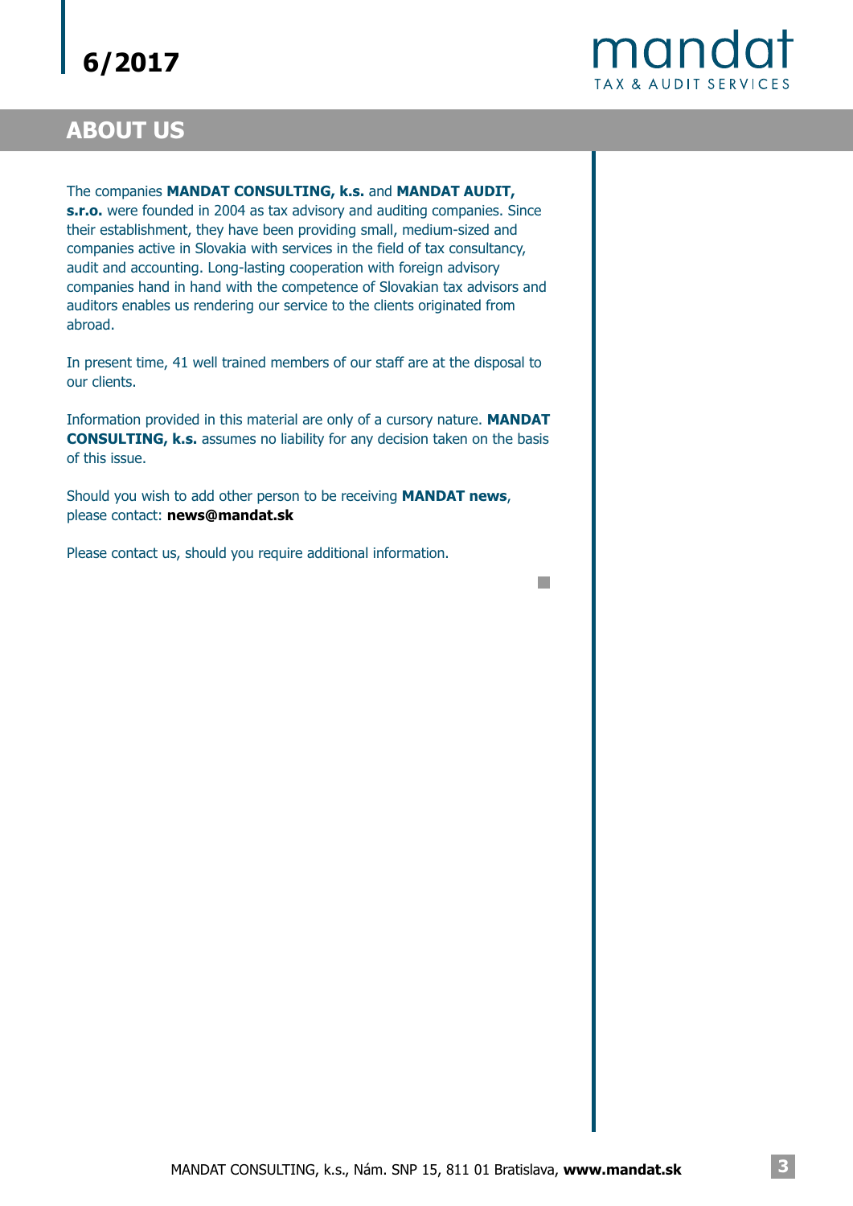## ABOUT US

The companies **MANDAT CONSULTING, k.s.** and **MANDAT AUDIT, s.r.o.** were founded in 2004 as tax advisory and auditing companies. Since their establishment, they have been providing small, medium-sized and companies active in Slovakia with services in the field of tax consultancy, audit and accounting. Long-lasting cooperation with foreign advisory companies hand in hand with the competence of Slovakian tax advisors and auditors enables us rendering our service to the clients originated from abroad.

In present time, 41 well trained members of our staff are at the disposal to our clients.

Information provided in this material are only of a cursory nature. **MANDAT CONSULTING, k.s.** assumes no liability for any decision taken on the basis of this issue.

Should you wish to add other person to be receiving **MANDAT news**, please contact: **news@mandat.sk**

Please contact us, should you require additional information.